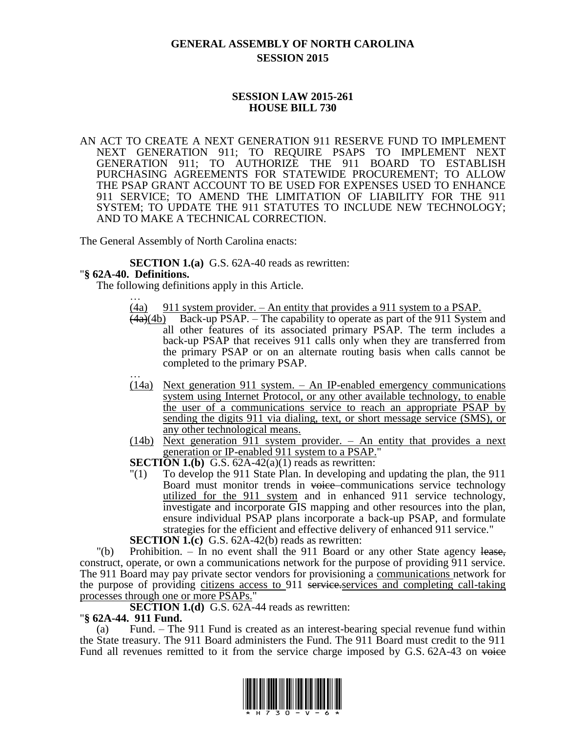# GENERAL ASSEMBLY OF NORTH CAROLINA
## SESSION 2015

### SESSION LAW 2015-261
### HOUSE BILL 730

AN ACT TO CREATE A NEXT GENERATION 911 RESERVE FUND TO IMPLEMENT NEXT GENERATION 911; TO REQUIRE PSAPS TO IMPLEMENT NEXT GENERATION 911; TO AUTHORIZE THE 911 BOARD TO ESTABLISH PURCHASING AGREEMENTS FOR STATEWIDE PROCUREMENT; TO ALLOW THE PSAP GRANT ACCOUNT TO BE USED FOR EXPENSES USED TO ENHANCE 911 SERVICE; TO AMEND THE LIMITATION OF LIABILITY FOR THE 911 SYSTEM; TO UPDATE THE 911 STATUTES TO INCLUDE NEW TECHNOLOGY; AND TO MAKE A TECHNICAL CORRECTION.

The General Assembly of North Carolina enacts:

**SECTION 1.(a)** G.S. 62A-40 reads as rewritten:

"**§ 62A-40. Definitions.**

The following definitions apply in this Article.

…

(4a) 911 system provider. – An entity that provides a 911 system to a PSAP.

~~(4a)~~(4b) Back-up PSAP. – The capability to operate as part of the 911 System and all other features of its associated primary PSAP. The term includes a back-up PSAP that receives 911 calls only when they are transferred from the primary PSAP or on an alternate routing basis when calls cannot be completed to the primary PSAP.

…

(14a) Next generation 911 system. – An IP-enabled emergency communications system using Internet Protocol, or any other available technology, to enable the user of a communications service to reach an appropriate PSAP by sending the digits 911 via dialing, text, or short message service (SMS), or any other technological means.

(14b) Next generation 911 system provider. – An entity that provides a next generation or IP-enabled 911 system to a PSAP."

**SECTION 1.(b)** G.S. 62A-42(a)(1) reads as rewritten:

"(1) To develop the 911 State Plan. In developing and updating the plan, the 911 Board must monitor trends in ~~voice~~ communications service technology utilized for the 911 system and in enhanced 911 service technology, investigate and incorporate GIS mapping and other resources into the plan, ensure individual PSAP plans incorporate a back-up PSAP, and formulate strategies for the efficient and effective delivery of enhanced 911 service."

**SECTION 1.(c)** G.S. 62A-42(b) reads as rewritten:

"(b) Prohibition. – In no event shall the 911 Board or any other State agency ~~lease,~~ construct, operate, or own a communications network for the purpose of providing 911 service. The 911 Board may pay private sector vendors for provisioning a communications network for the purpose of providing citizens access to 911 ~~service.~~services and completing call-taking processes through one or more PSAPs."

**SECTION 1.(d)** G.S. 62A-44 reads as rewritten:

"**§ 62A-44. 911 Fund.**

(a) Fund. – The 911 Fund is created as an interest-bearing special revenue fund within the State treasury. The 911 Board administers the Fund. The 911 Board must credit to the 911 Fund all revenues remitted to it from the service charge imposed by G.S. 62A-43 on ~~voice~~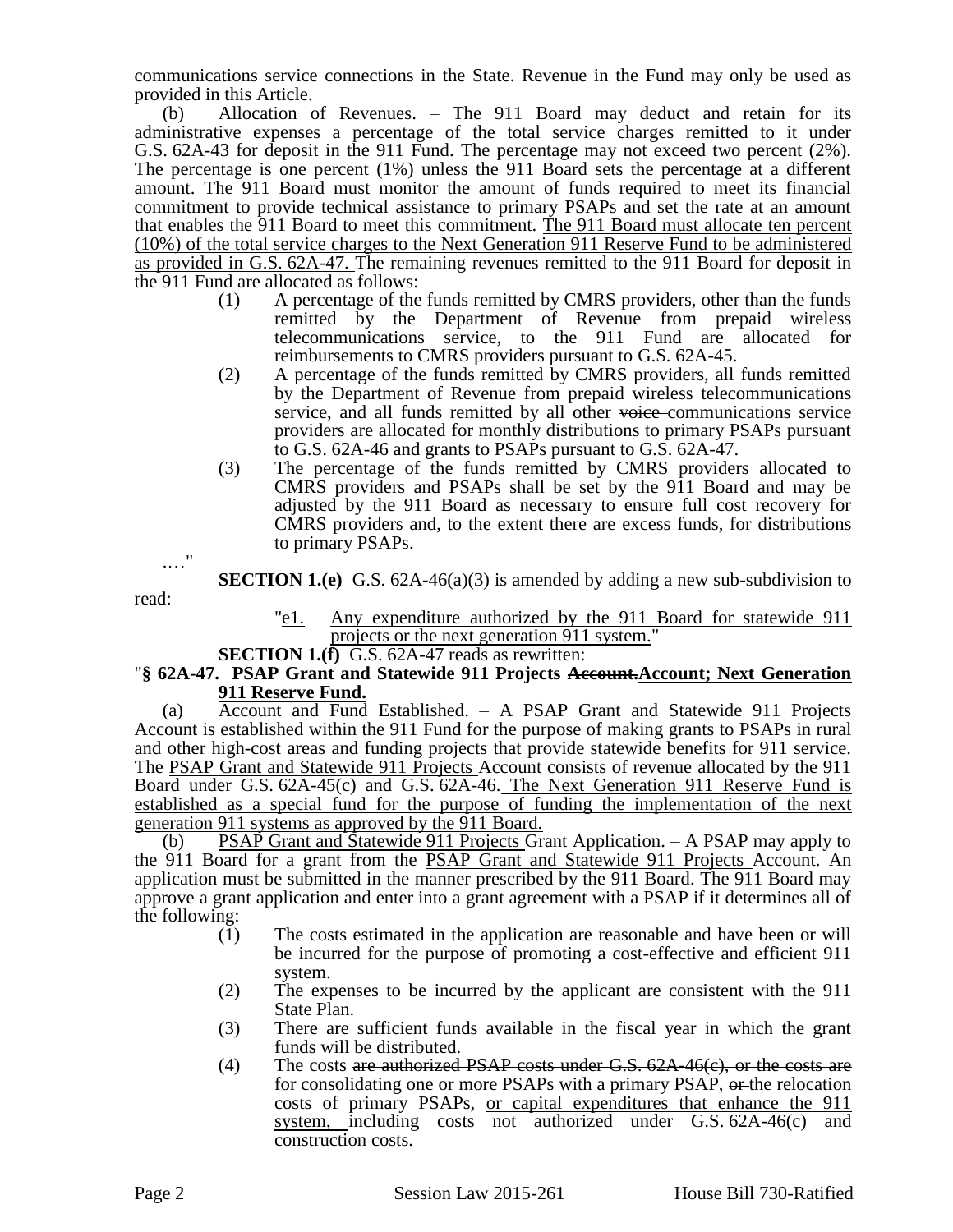communications service connections in the State. Revenue in the Fund may only be used as provided in this Article.

(b) Allocation of Revenues. – The 911 Board may deduct and retain for its administrative expenses a percentage of the total service charges remitted to it under G.S. 62A-43 for deposit in the 911 Fund. The percentage may not exceed two percent (2%). The percentage is one percent (1%) unless the 911 Board sets the percentage at a different amount. The 911 Board must monitor the amount of funds required to meet its financial commitment to provide technical assistance to primary PSAPs and set the rate at an amount that enables the 911 Board to meet this commitment. <u>The 911 Board must allocate ten percent (10%) of the total service charges to the Next Generation 911 Reserve Fund to be administered as provided in G.S. 62A-47.</u> The remaining revenues remitted to the 911 Board for deposit in the 911 Fund are allocated as follows:

(1) A percentage of the funds remitted by CMRS providers, other than the funds remitted by the Department of Revenue from prepaid wireless telecommunications service, to the 911 Fund are allocated for reimbursements to CMRS providers pursuant to G.S. 62A-45.

(2) A percentage of the funds remitted by CMRS providers, all funds remitted by the Department of Revenue from prepaid wireless telecommunications service, and all funds remitted by all other ~~voice~~ communications service providers are allocated for monthly distributions to primary PSAPs pursuant to G.S. 62A-46 and grants to PSAPs pursuant to G.S. 62A-47.

(3) The percentage of the funds remitted by CMRS providers allocated to CMRS providers and PSAPs shall be set by the 911 Board and may be adjusted by the 911 Board as necessary to ensure full cost recovery for CMRS providers and, to the extent there are excess funds, for distributions to primary PSAPs.

…."

**SECTION 1.(e)** G.S. 62A-46(a)(3) is amended by adding a new sub-subdivision to read:

"<u>e1.</u> <u>Any expenditure authorized by the 911 Board for statewide 911 projects or the next generation 911 system.</u>"

**SECTION 1.(f)** G.S. 62A-47 reads as rewritten:

"**§ 62A-47. PSAP Grant and Statewide 911 Projects ~~Account.~~<u>Account; Next Generation 911 Reserve Fund.</u>**

(a) Account <u>and Fund</u> Established. – A PSAP Grant and Statewide 911 Projects Account is established within the 911 Fund for the purpose of making grants to PSAPs in rural and other high-cost areas and funding projects that provide statewide benefits for 911 service. The <u>PSAP Grant and Statewide 911 Projects</u> Account consists of revenue allocated by the 911 Board under G.S. 62A-45(c) and G.S. 62A-46. <u>The Next Generation 911 Reserve Fund is established as a special fund for the purpose of funding the implementation of the next generation 911 systems as approved by the 911 Board.</u>

(b) <u>PSAP Grant and Statewide 911 Projects</u> Grant Application. – A PSAP may apply to the 911 Board for a grant from the <u>PSAP Grant and Statewide 911 Projects</u> Account. An application must be submitted in the manner prescribed by the 911 Board. The 911 Board may approve a grant application and enter into a grant agreement with a PSAP if it determines all of the following:

(1) The costs estimated in the application are reasonable and have been or will be incurred for the purpose of promoting a cost-effective and efficient 911 system.

(2) The expenses to be incurred by the applicant are consistent with the 911 State Plan.

(3) There are sufficient funds available in the fiscal year in which the grant funds will be distributed.

(4) The costs ~~are authorized PSAP costs under G.S. 62A-46(c), or the costs are~~ for consolidating one or more PSAPs with a primary PSAP, ~~or~~ the relocation costs of primary PSAPs, <u>or capital expenditures that enhance the 911 system,</u> including costs not authorized under G.S. 62A-46(c) and construction costs.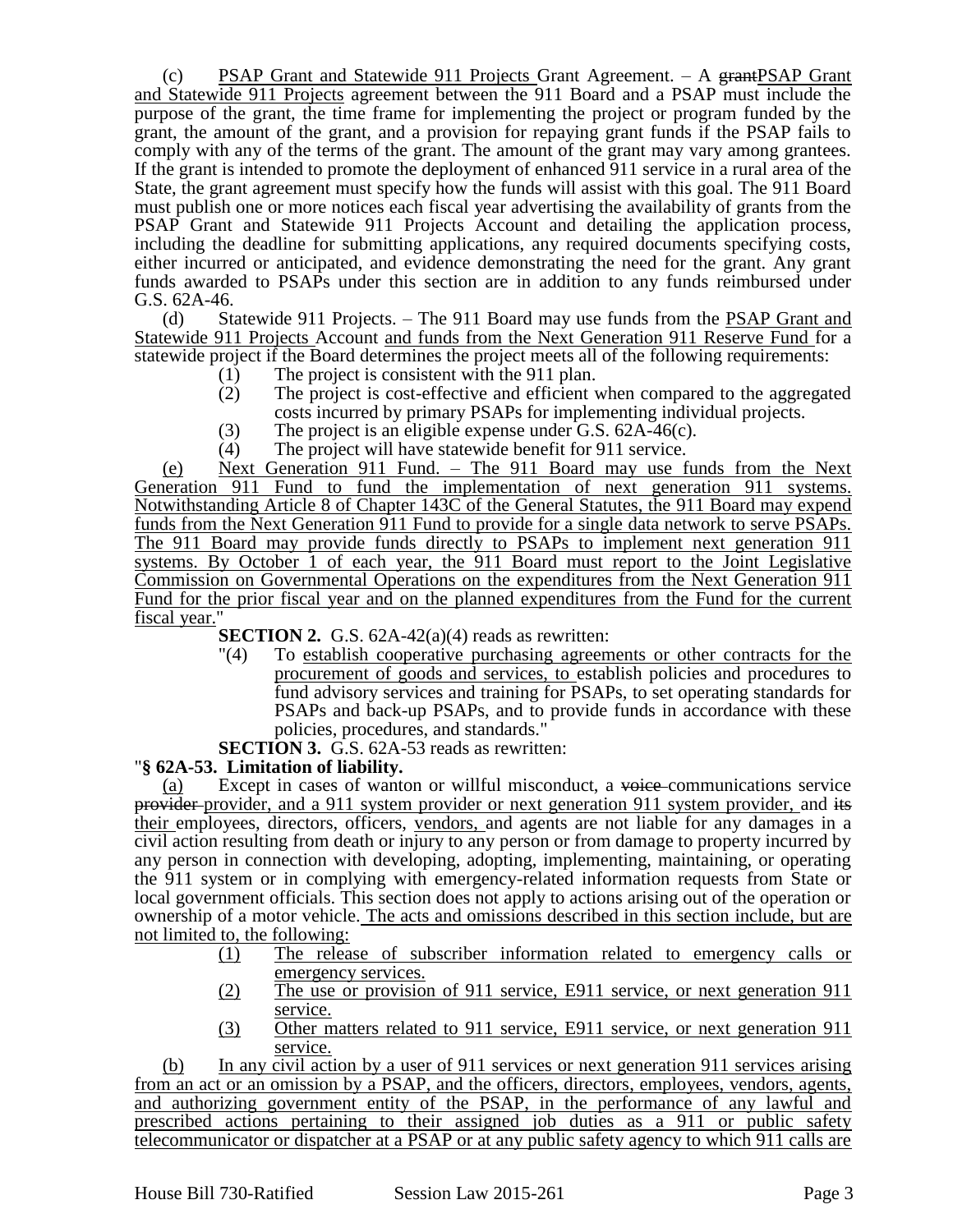(c) PSAP Grant and Statewide 911 Projects Grant Agreement. – A grantPSAP Grant and Statewide 911 Projects agreement between the 911 Board and a PSAP must include the purpose of the grant, the time frame for implementing the project or program funded by the grant, the amount of the grant, and a provision for repaying grant funds if the PSAP fails to comply with any of the terms of the grant. The amount of the grant may vary among grantees. If the grant is intended to promote the deployment of enhanced 911 service in a rural area of the State, the grant agreement must specify how the funds will assist with this goal. The 911 Board must publish one or more notices each fiscal year advertising the availability of grants from the PSAP Grant and Statewide 911 Projects Account and detailing the application process, including the deadline for submitting applications, any required documents specifying costs, either incurred or anticipated, and evidence demonstrating the need for the grant. Any grant funds awarded to PSAPs under this section are in addition to any funds reimbursed under G.S. 62A-46.

(d) Statewide 911 Projects. – The 911 Board may use funds from the PSAP Grant and Statewide 911 Projects Account and funds from the Next Generation 911 Reserve Fund for a statewide project if the Board determines the project meets all of the following requirements:

(1) The project is consistent with the 911 plan.
(2) The project is cost-effective and efficient when compared to the aggregated costs incurred by primary PSAPs for implementing individual projects.
(3) The project is an eligible expense under G.S. 62A-46(c).
(4) The project will have statewide benefit for 911 service.

(e) Next Generation 911 Fund. – The 911 Board may use funds from the Next Generation 911 Fund to fund the implementation of next generation 911 systems. Notwithstanding Article 8 of Chapter 143C of the General Statutes, the 911 Board may expend funds from the Next Generation 911 Fund to provide for a single data network to serve PSAPs. The 911 Board may provide funds directly to PSAPs to implement next generation 911 systems. By October 1 of each year, the 911 Board must report to the Joint Legislative Commission on Governmental Operations on the expenditures from the Next Generation 911 Fund for the prior fiscal year and on the planned expenditures from the Fund for the current fiscal year."

**SECTION 2.** G.S. 62A-42(a)(4) reads as rewritten:

"(4) To establish cooperative purchasing agreements or other contracts for the procurement of goods and services, to establish policies and procedures to fund advisory services and training for PSAPs, to set operating standards for PSAPs and back-up PSAPs, and to provide funds in accordance with these policies, procedures, and standards."

**SECTION 3.** G.S. 62A-53 reads as rewritten:

"**§ 62A-53. Limitation of liability.**

(a) Except in cases of wanton or willful misconduct, a voice communications service provider provider, and a 911 system provider or next generation 911 system provider, and its their employees, directors, officers, vendors, and agents are not liable for any damages in a civil action resulting from death or injury to any person or from damage to property incurred by any person in connection with developing, adopting, implementing, maintaining, or operating the 911 system or in complying with emergency-related information requests from State or local government officials. This section does not apply to actions arising out of the operation or ownership of a motor vehicle. The acts and omissions described in this section include, but are not limited to, the following:

(1) The release of subscriber information related to emergency calls or emergency services.
(2) The use or provision of 911 service, E911 service, or next generation 911 service.
(3) Other matters related to 911 service, E911 service, or next generation 911 service.

(b) In any civil action by a user of 911 services or next generation 911 services arising from an act or an omission by a PSAP, and the officers, directors, employees, vendors, agents, and authorizing government entity of the PSAP, in the performance of any lawful and prescribed actions pertaining to their assigned job duties as a 911 or public safety telecommunicator or dispatcher at a PSAP or at any public safety agency to which 911 calls are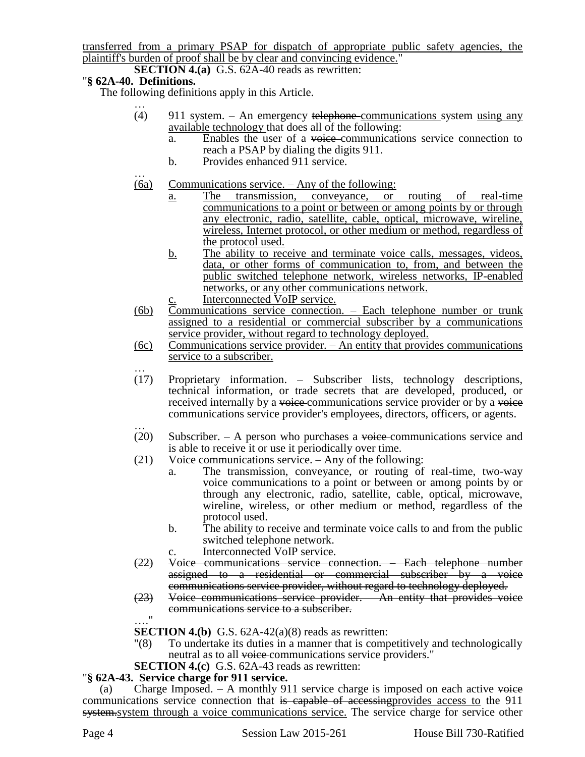transferred from a primary PSAP for dispatch of appropriate public safety agencies, the plaintiff's burden of proof shall be by clear and convincing evidence."

**SECTION 4.(a)** G.S. 62A-40 reads as rewritten:

"**§ 62A-40. Definitions.**

The following definitions apply in this Article.

…

(4) 911 system. – An emergency ~~telephone~~ communications system using any available technology that does all of the following:

a. Enables the user of a ~~voice~~ communications service connection to reach a PSAP by dialing the digits 911.

b. Provides enhanced 911 service.

…

(6a) Communications service. – Any of the following:

a. The transmission, conveyance, or routing of real-time communications to a point or between or among points by or through any electronic, radio, satellite, cable, optical, microwave, wireline, wireless, Internet protocol, or other medium or method, regardless of the protocol used.

b. The ability to receive and terminate voice calls, messages, videos, data, or other forms of communication to, from, and between the public switched telephone network, wireless networks, IP-enabled networks, or any other communications network.

c. Interconnected VoIP service.

(6b) Communications service connection. – Each telephone number or trunk assigned to a residential or commercial subscriber by a communications service provider, without regard to technology deployed.

(6c) Communications service provider. – An entity that provides communications service to a subscriber.

…

(17) Proprietary information. – Subscriber lists, technology descriptions, technical information, or trade secrets that are developed, produced, or received internally by a ~~voice~~ communications service provider or by a ~~voice~~ communications service provider's employees, directors, officers, or agents.

…

(20) Subscriber. – A person who purchases a ~~voice~~ communications service and is able to receive it or use it periodically over time.

(21) Voice communications service. – Any of the following:

a. The transmission, conveyance, or routing of real-time, two-way voice communications to a point or between or among points by or through any electronic, radio, satellite, cable, optical, microwave, wireline, wireless, or other medium or method, regardless of the protocol used.

b. The ability to receive and terminate voice calls to and from the public switched telephone network.

c. Interconnected VoIP service.

~~(22) Voice communications service connection. – Each telephone number assigned to a residential or commercial subscriber by a voice communications service provider, without regard to technology deployed.~~

~~(23) Voice communications service provider. – An entity that provides voice communications service to a subscriber.~~

…."

**SECTION 4.(b)** G.S. 62A-42(a)(8) reads as rewritten:

"(8) To undertake its duties in a manner that is competitively and technologically neutral as to all ~~voice~~ communications service providers."

**SECTION 4.(c)** G.S. 62A-43 reads as rewritten:

"**§ 62A-43. Service charge for 911 service.**

(a) Charge Imposed. – A monthly 911 service charge is imposed on each active ~~voice~~ communications service connection that ~~is capable of accessing~~provides access to the 911 ~~system.~~system through a voice communications service. The service charge for service other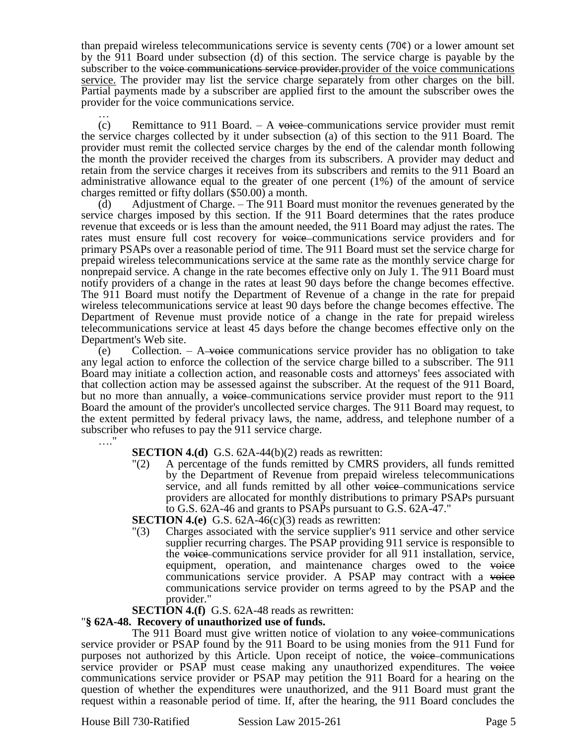than prepaid wireless telecommunications service is seventy cents (70¢) or a lower amount set by the 911 Board under subsection (d) of this section. The service charge is payable by the subscriber to the ~~voice communications service provider.~~provider of the voice communications service. The provider may list the service charge separately from other charges on the bill. Partial payments made by a subscriber are applied first to the amount the subscriber owes the provider for the voice communications service.

…

(c) Remittance to 911 Board. – A ~~voice~~ communications service provider must remit the service charges collected by it under subsection (a) of this section to the 911 Board. The provider must remit the collected service charges by the end of the calendar month following the month the provider received the charges from its subscribers. A provider may deduct and retain from the service charges it receives from its subscribers and remits to the 911 Board an administrative allowance equal to the greater of one percent (1%) of the amount of service charges remitted or fifty dollars ($50.00) a month.

(d) Adjustment of Charge. – The 911 Board must monitor the revenues generated by the service charges imposed by this section. If the 911 Board determines that the rates produce revenue that exceeds or is less than the amount needed, the 911 Board may adjust the rates. The rates must ensure full cost recovery for ~~voice~~ communications service providers and for primary PSAPs over a reasonable period of time. The 911 Board must set the service charge for prepaid wireless telecommunications service at the same rate as the monthly service charge for nonprepaid service. A change in the rate becomes effective only on July 1. The 911 Board must notify providers of a change in the rates at least 90 days before the change becomes effective. The 911 Board must notify the Department of Revenue of a change in the rate for prepaid wireless telecommunications service at least 90 days before the change becomes effective. The Department of Revenue must provide notice of a change in the rate for prepaid wireless telecommunications service at least 45 days before the change becomes effective only on the Department's Web site.

(e) Collection. – A ~~voice~~ communications service provider has no obligation to take any legal action to enforce the collection of the service charge billed to a subscriber. The 911 Board may initiate a collection action, and reasonable costs and attorneys' fees associated with that collection action may be assessed against the subscriber. At the request of the 911 Board, but no more than annually, a ~~voice~~ communications service provider must report to the 911 Board the amount of the provider's uncollected service charges. The 911 Board may request, to the extent permitted by federal privacy laws, the name, address, and telephone number of a subscriber who refuses to pay the 911 service charge.

…."

**SECTION 4.(d)** G.S. 62A-44(b)(2) reads as rewritten:

"(2) A percentage of the funds remitted by CMRS providers, all funds remitted by the Department of Revenue from prepaid wireless telecommunications service, and all funds remitted by all other ~~voice~~ communications service providers are allocated for monthly distributions to primary PSAPs pursuant to G.S. 62A-46 and grants to PSAPs pursuant to G.S. 62A-47."

**SECTION 4.(e)** G.S. 62A-46(c)(3) reads as rewritten:

"(3) Charges associated with the service supplier's 911 service and other service supplier recurring charges. The PSAP providing 911 service is responsible to the ~~voice~~ communications service provider for all 911 installation, service, equipment, operation, and maintenance charges owed to the ~~voice~~ communications service provider. A PSAP may contract with a ~~voice~~ communications service provider on terms agreed to by the PSAP and the provider."

**SECTION 4.(f)** G.S. 62A-48 reads as rewritten:

**"§ 62A-48. Recovery of unauthorized use of funds.**

The 911 Board must give written notice of violation to any ~~voice~~ communications service provider or PSAP found by the 911 Board to be using monies from the 911 Fund for purposes not authorized by this Article. Upon receipt of notice, the ~~voice~~ communications service provider or PSAP must cease making any unauthorized expenditures. The ~~voice~~ communications service provider or PSAP may petition the 911 Board for a hearing on the question of whether the expenditures were unauthorized, and the 911 Board must grant the request within a reasonable period of time. If, after the hearing, the 911 Board concludes the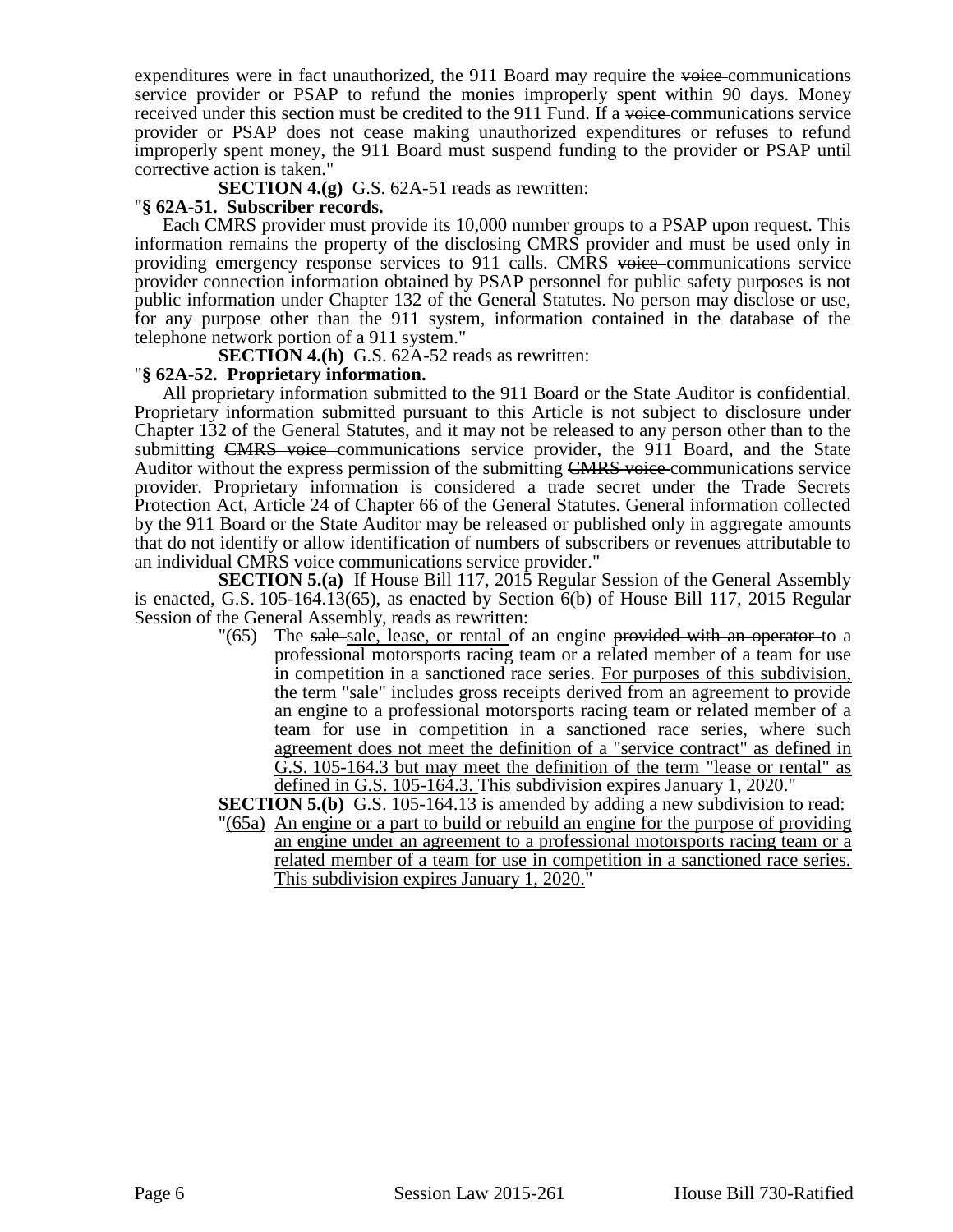expenditures were in fact unauthorized, the 911 Board may require the ~~voice~~ communications service provider or PSAP to refund the monies improperly spent within 90 days. Money received under this section must be credited to the 911 Fund. If a ~~voice~~ communications service provider or PSAP does not cease making unauthorized expenditures or refuses to refund improperly spent money, the 911 Board must suspend funding to the provider or PSAP until corrective action is taken."

**SECTION 4.(g)** G.S. 62A-51 reads as rewritten:

"**§ 62A-51. Subscriber records.**

Each CMRS provider must provide its 10,000 number groups to a PSAP upon request. This information remains the property of the disclosing CMRS provider and must be used only in providing emergency response services to 911 calls. CMRS ~~voice~~ communications service provider connection information obtained by PSAP personnel for public safety purposes is not public information under Chapter 132 of the General Statutes. No person may disclose or use, for any purpose other than the 911 system, information contained in the database of the telephone network portion of a 911 system."

**SECTION 4.(h)** G.S. 62A-52 reads as rewritten:

"**§ 62A-52. Proprietary information.**

All proprietary information submitted to the 911 Board or the State Auditor is confidential. Proprietary information submitted pursuant to this Article is not subject to disclosure under Chapter 132 of the General Statutes, and it may not be released to any person other than to the submitting ~~CMRS voice~~ communications service provider, the 911 Board, and the State Auditor without the express permission of the submitting ~~CMRS voice~~ communications service provider. Proprietary information is considered a trade secret under the Trade Secrets Protection Act, Article 24 of Chapter 66 of the General Statutes. General information collected by the 911 Board or the State Auditor may be released or published only in aggregate amounts that do not identify or allow identification of numbers of subscribers or revenues attributable to an individual ~~CMRS voice~~ communications service provider."

**SECTION 5.(a)** If House Bill 117, 2015 Regular Session of the General Assembly is enacted, G.S. 105-164.13(65), as enacted by Section 6(b) of House Bill 117, 2015 Regular Session of the General Assembly, reads as rewritten:

"(65) The ~~sale~~ <u>sale, lease, or rental</u> of an engine ~~provided with an operator~~ to a professional motorsports racing team or a related member of a team for use in competition in a sanctioned race series. <u>For purposes of this subdivision, the term "sale" includes gross receipts derived from an agreement to provide an engine to a professional motorsports racing team or related member of a team for use in competition in a sanctioned race series, where such agreement does not meet the definition of a "service contract" as defined in G.S. 105-164.3 but may meet the definition of the term "lease or rental" as defined in G.S. 105-164.3.</u> This subdivision expires January 1, 2020."

**SECTION 5.(b)** G.S. 105-164.13 is amended by adding a new subdivision to read:

"<u>(65a) An engine or a part to build or rebuild an engine for the purpose of providing an engine under an agreement to a professional motorsports racing team or a related member of a team for use in competition in a sanctioned race series. This subdivision expires January 1, 2020.</u>"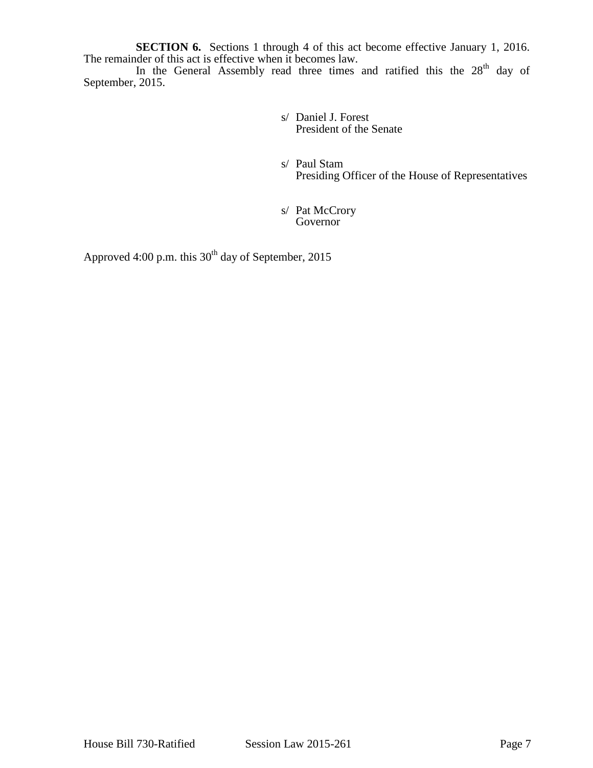**SECTION 6.** Sections 1 through 4 of this act become effective January 1, 2016. The remainder of this act is effective when it becomes law.

In the General Assembly read three times and ratified this the 28th day of September, 2015.

s/ Daniel J. Forest
President of the Senate

s/ Paul Stam
Presiding Officer of the House of Representatives

s/ Pat McCrory
Governor

Approved 4:00 p.m. this 30th day of September, 2015